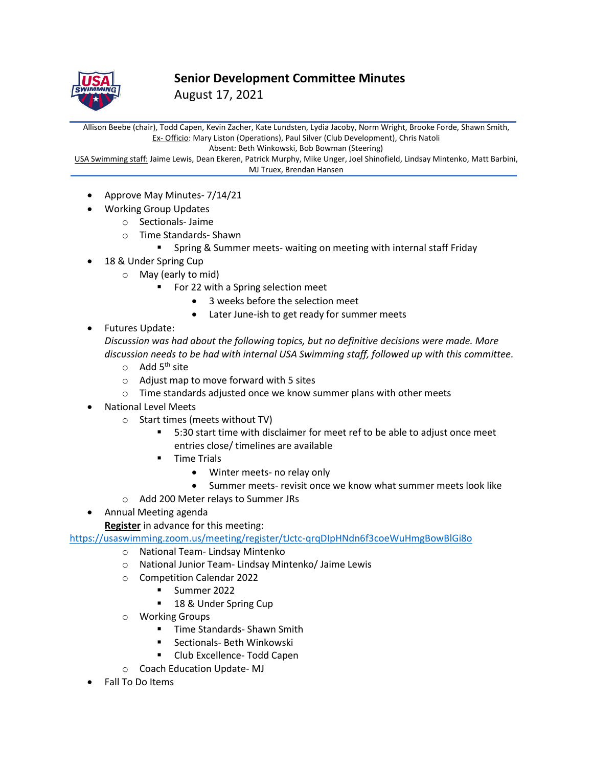# Senior Development Committee Minutes

August 17, 2021

Allison Beebe (chair), Todd Capen, Kevin Zacher, Kate Lundsten, Lydia Jacoby, Norm Wright, Brooke Forde, Shawn Smith, Ex- Officio: Mary Liston (Operations), Paul Silver (Club Development), Chris Natoli
Absent: Beth Winkowski, Bob Bowman (Steering)
USA Swimming staff: Jaime Lewis, Dean Ekeren, Patrick Murphy, Mike Unger, Joel Shinofield, Lindsay Mintenko, Matt Barbini, MJ Truex, Brendan Hansen

- Approve May Minutes- 7/14/21
- Working Group Updates
  - Sectionals- Jaime
  - Time Standards- Shawn
    - Spring & Summer meets- waiting on meeting with internal staff Friday
- 18 & Under Spring Cup
  - May (early to mid)
    - For 22 with a Spring selection meet
      - 3 weeks before the selection meet
      - Later June-ish to get ready for summer meets
- Futures Update:
  *Discussion was had about the following topics, but no definitive decisions were made. More discussion needs to be had with internal USA Swimming staff, followed up with this committee.*
  - Add 5th site
  - Adjust map to move forward with 5 sites
  - Time standards adjusted once we know summer plans with other meets
- National Level Meets
  - Start times (meets without TV)
    - 5:30 start time with disclaimer for meet ref to be able to adjust once meet entries close/ timelines are available
    - Time Trials
      - Winter meets- no relay only
      - Summer meets- revisit once we know what summer meets look like
  - Add 200 Meter relays to Summer JRs
- Annual Meeting agenda
  **Register** in advance for this meeting:
  https://usaswimming.zoom.us/meeting/register/tJctc-qrqDIpHNdn6f3coeWuHmgBowBlGi8o
  - National Team- Lindsay Mintenko
  - National Junior Team- Lindsay Mintenko/ Jaime Lewis
  - Competition Calendar 2022
    - Summer 2022
    - 18 & Under Spring Cup
  - Working Groups
    - Time Standards- Shawn Smith
    - Sectionals- Beth Winkowski
    - Club Excellence- Todd Capen
  - Coach Education Update- MJ
- Fall To Do Items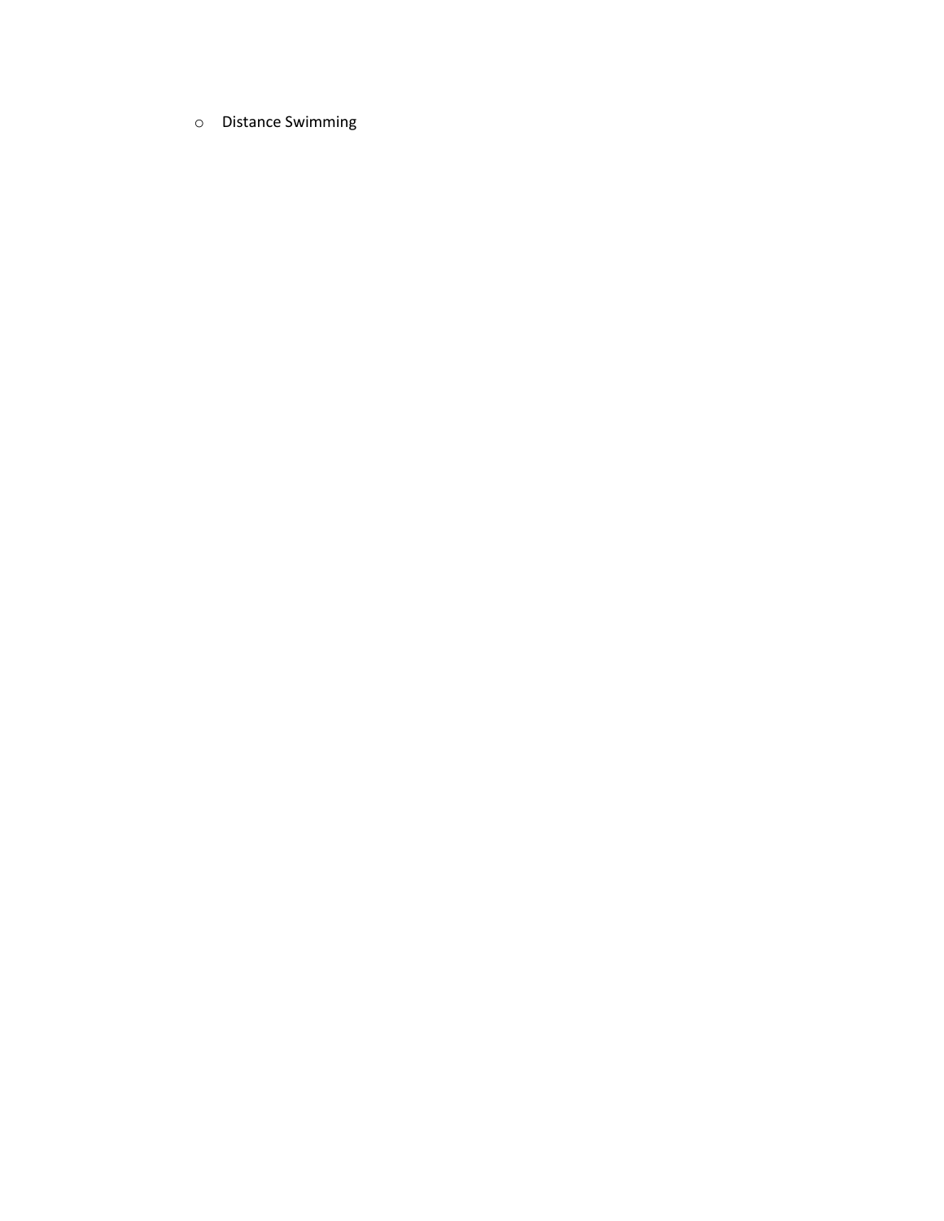- Distance Swimming